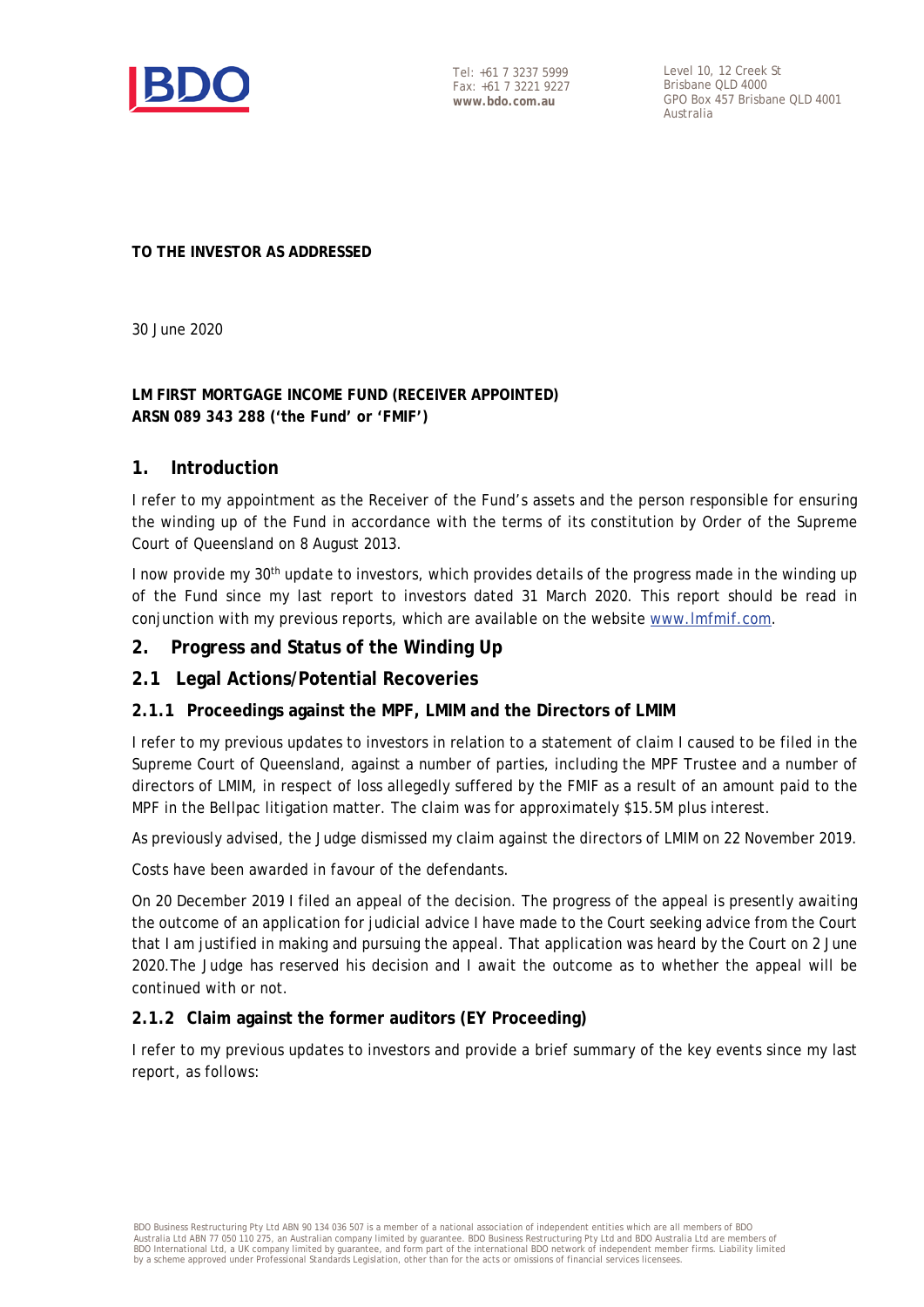Tel: +61 7 3237 5999
Fax: +61 7 3221 9227
**www.bdo.com.au**

Level 10, 12 Creek St
Brisbane QLD 4000
GPO Box 457 Brisbane QLD 4001
Australia

**TO THE INVESTOR AS ADDRESSED**

30 June 2020

**LM FIRST MORTGAGE INCOME FUND (RECEIVER APPOINTED)**
**ARSN 089 343 288 ('the Fund' or 'FMIF')**

## 1. Introduction

I refer to my appointment as the Receiver of the Fund's assets and the person responsible for ensuring the winding up of the Fund in accordance with the terms of its constitution by Order of the Supreme Court of Queensland on 8 August 2013.

I now provide my 30th update to investors, which provides details of the progress made in the winding up of the Fund since my last report to investors dated 31 March 2020. This report should be read in conjunction with my previous reports, which are available on the website www.lmfmif.com.

## 2. Progress and Status of the Winding Up

### 2.1 Legal Actions/Potential Recoveries

#### 2.1.1 Proceedings against the MPF, LMIM and the Directors of LMIM

I refer to my previous updates to investors in relation to a statement of claim I caused to be filed in the Supreme Court of Queensland, against a number of parties, including the MPF Trustee and a number of directors of LMIM, in respect of loss allegedly suffered by the FMIF as a result of an amount paid to the MPF in the Bellpac litigation matter. The claim was for approximately $15.5M plus interest.

As previously advised, the Judge dismissed my claim against the directors of LMIM on 22 November 2019.

Costs have been awarded in favour of the defendants.

On 20 December 2019 I filed an appeal of the decision. The progress of the appeal is presently awaiting the outcome of an application for judicial advice I have made to the Court seeking advice from the Court that I am justified in making and pursuing the appeal. That application was heard by the Court on 2 June 2020.The Judge has reserved his decision and I await the outcome as to whether the appeal will be continued with or not.

#### 2.1.2 Claim against the former auditors (EY Proceeding)

I refer to my previous updates to investors and provide a brief summary of the key events since my last report, as follows:

BDO Business Restructuring Pty Ltd ABN 90 134 036 507 is a member of a national association of independent entities which are all members of BDO Australia Ltd ABN 77 050 110 275, an Australian company limited by guarantee. BDO Business Restructuring Pty Ltd and BDO Australia Ltd are members of BDO International Ltd, a UK company limited by guarantee, and form part of the international BDO network of independent member firms. Liability limited by a scheme approved under Professional Standards Legislation, other than for the acts or omissions of financial services licensees.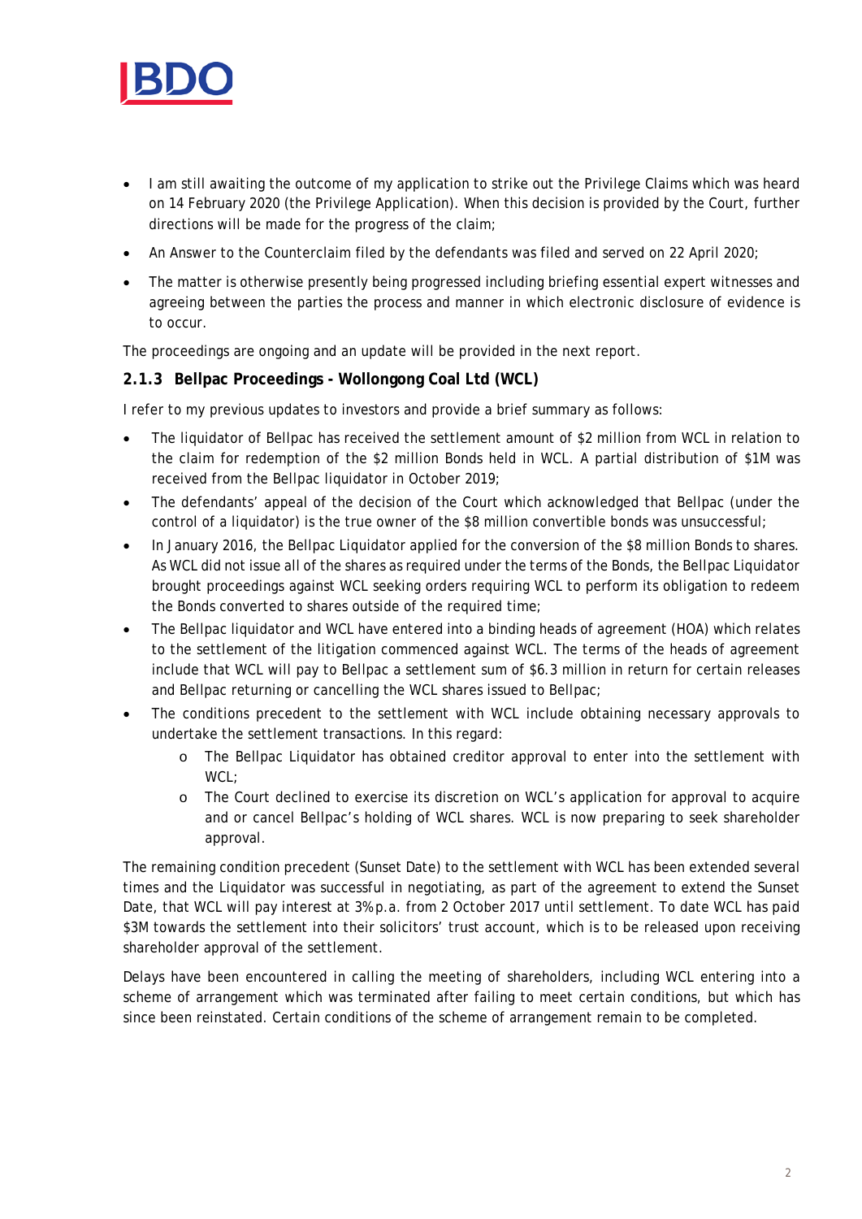- I am still awaiting the outcome of my application to strike out the Privilege Claims which was heard on 14 February 2020 (the Privilege Application). When this decision is provided by the Court, further directions will be made for the progress of the claim;
- An Answer to the Counterclaim filed by the defendants was filed and served on 22 April 2020;
- The matter is otherwise presently being progressed including briefing essential expert witnesses and agreeing between the parties the process and manner in which electronic disclosure of evidence is to occur.

The proceedings are ongoing and an update will be provided in the next report.

### 2.1.3 Bellpac Proceedings - Wollongong Coal Ltd (WCL)

I refer to my previous updates to investors and provide a brief summary as follows:

- The liquidator of Bellpac has received the settlement amount of $2 million from WCL in relation to the claim for redemption of the $2 million Bonds held in WCL. A partial distribution of $1M was received from the Bellpac liquidator in October 2019;
- The defendants' appeal of the decision of the Court which acknowledged that Bellpac (under the control of a liquidator) is the true owner of the $8 million convertible bonds was unsuccessful;
- In January 2016, the Bellpac Liquidator applied for the conversion of the $8 million Bonds to shares. As WCL did not issue all of the shares as required under the terms of the Bonds, the Bellpac Liquidator brought proceedings against WCL seeking orders requiring WCL to perform its obligation to redeem the Bonds converted to shares outside of the required time;
- The Bellpac liquidator and WCL have entered into a binding heads of agreement (HOA) which relates to the settlement of the litigation commenced against WCL. The terms of the heads of agreement include that WCL will pay to Bellpac a settlement sum of $6.3 million in return for certain releases and Bellpac returning or cancelling the WCL shares issued to Bellpac;
- The conditions precedent to the settlement with WCL include obtaining necessary approvals to undertake the settlement transactions. In this regard:
  - The Bellpac Liquidator has obtained creditor approval to enter into the settlement with WCL;
  - The Court declined to exercise its discretion on WCL's application for approval to acquire and or cancel Bellpac's holding of WCL shares. WCL is now preparing to seek shareholder approval.

The remaining condition precedent (Sunset Date) to the settlement with WCL has been extended several times and the Liquidator was successful in negotiating, as part of the agreement to extend the Sunset Date, that WCL will pay interest at 3% p.a. from 2 October 2017 until settlement. To date WCL has paid $3M towards the settlement into their solicitors' trust account, which is to be released upon receiving shareholder approval of the settlement.

Delays have been encountered in calling the meeting of shareholders, including WCL entering into a scheme of arrangement which was terminated after failing to meet certain conditions, but which has since been reinstated. Certain conditions of the scheme of arrangement remain to be completed.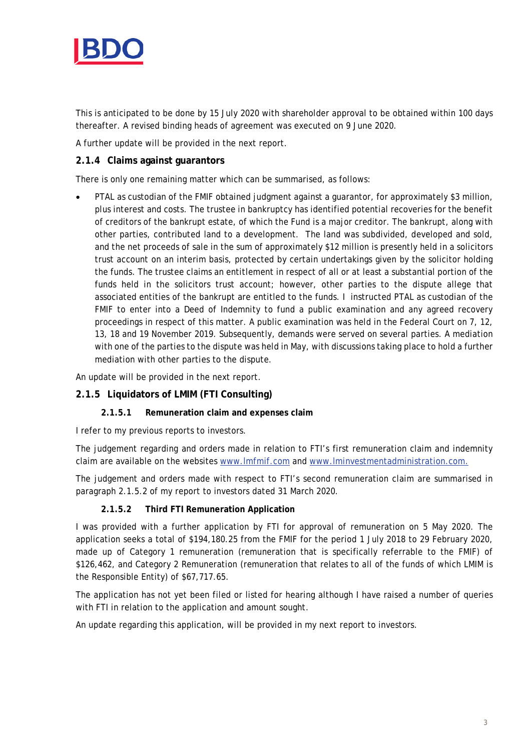This is anticipated to be done by 15 July 2020 with shareholder approval to be obtained within 100 days thereafter. A revised binding heads of agreement was executed on 9 June 2020.

A further update will be provided in the next report.

### 2.1.4 Claims against guarantors

There is only one remaining matter which can be summarised, as follows:

- PTAL as custodian of the FMIF obtained judgment against a guarantor, for approximately $3 million, plus interest and costs. The trustee in bankruptcy has identified potential recoveries for the benefit of creditors of the bankrupt estate, of which the Fund is a major creditor. The bankrupt, along with other parties, contributed land to a development. The land was subdivided, developed and sold, and the net proceeds of sale in the sum of approximately $12 million is presently held in a solicitors trust account on an interim basis, protected by certain undertakings given by the solicitor holding the funds. The trustee claims an entitlement in respect of all or at least a substantial portion of the funds held in the solicitors trust account; however, other parties to the dispute allege that associated entities of the bankrupt are entitled to the funds. I instructed PTAL as custodian of the FMIF to enter into a Deed of Indemnity to fund a public examination and any agreed recovery proceedings in respect of this matter. A public examination was held in the Federal Court on 7, 12, 13, 18 and 19 November 2019. Subsequently, demands were served on several parties. A mediation with one of the parties to the dispute was held in May, with discussions taking place to hold a further mediation with other parties to the dispute.

An update will be provided in the next report.

### 2.1.5 Liquidators of LMIM (FTI Consulting)

#### 2.1.5.1 Remuneration claim and expenses claim

I refer to my previous reports to investors.

The judgement regarding and orders made in relation to FTI's first remuneration claim and indemnity claim are available on the websites www.lmfmif.com and www.lminvestmentadministration.com.

The judgement and orders made with respect to FTI's second remuneration claim are summarised in paragraph 2.1.5.2 of my report to investors dated 31 March 2020.

#### 2.1.5.2 Third FTI Remuneration Application

I was provided with a further application by FTI for approval of remuneration on 5 May 2020. The application seeks a total of $194,180.25 from the FMIF for the period 1 July 2018 to 29 February 2020, made up of Category 1 remuneration (remuneration that is specifically referrable to the FMIF) of $126,462, and Category 2 Remuneration (remuneration that relates to all of the funds of which LMIM is the Responsible Entity) of $67,717.65.

The application has not yet been filed or listed for hearing although I have raised a number of queries with FTI in relation to the application and amount sought.

An update regarding this application, will be provided in my next report to investors.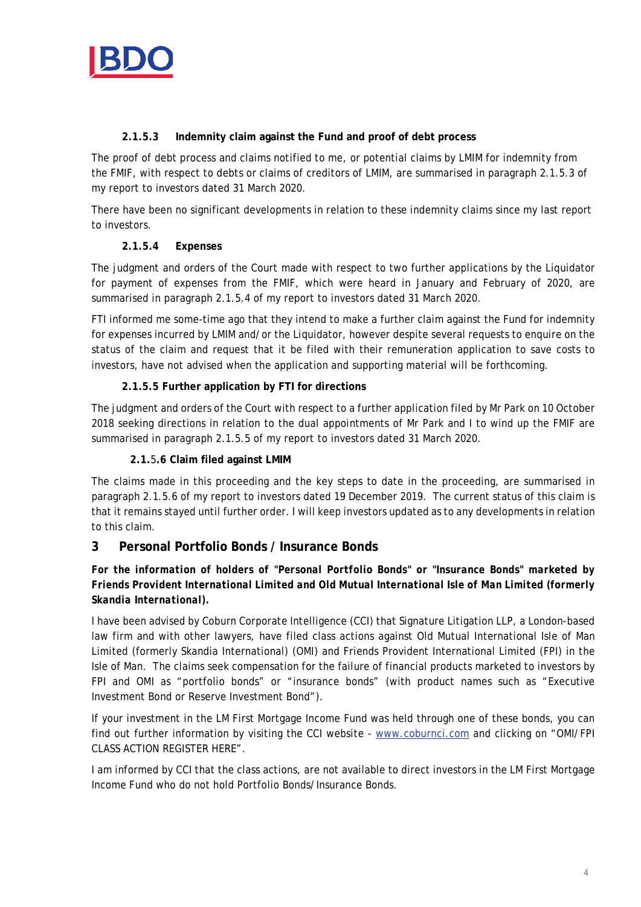#### 2.1.5.3 Indemnity claim against the Fund and proof of debt process

The proof of debt process and claims notified to me, or potential claims by LMIM for indemnity from the FMIF, with respect to debts or claims of creditors of LMIM, are summarised in paragraph 2.1.5.3 of my report to investors dated 31 March 2020.

There have been no significant developments in relation to these indemnity claims since my last report to investors.

#### 2.1.5.4 Expenses

The judgment and orders of the Court made with respect to two further applications by the Liquidator for payment of expenses from the FMIF, which were heard in January and February of 2020, are summarised in paragraph 2.1.5.4 of my report to investors dated 31 March 2020.

FTI informed me some-time ago that they intend to make a further claim against the Fund for indemnity for expenses incurred by LMIM and/or the Liquidator, however despite several requests to enquire on the status of the claim and request that it be filed with their remuneration application to save costs to investors, have not advised when the application and supporting material will be forthcoming.

#### 2.1.5.5 Further application by FTI for directions

The judgment and orders of the Court with respect to a further application filed by Mr Park on 10 October 2018 seeking directions in relation to the dual appointments of Mr Park and I to wind up the FMIF are summarised in paragraph 2.1.5.5 of my report to investors dated 31 March 2020.

#### 2.1.5.6 Claim filed against LMIM

The claims made in this proceeding and the key steps to date in the proceeding, are summarised in paragraph 2.1.5.6 of my report to investors dated 19 December 2019. The current status of this claim is that it remains stayed until further order. I will keep investors updated as to any developments in relation to this claim.

## 3 Personal Portfolio Bonds / Insurance Bonds

***For the information of holders of "Personal Portfolio Bonds" or "Insurance Bonds" marketed by Friends Provident International Limited and Old Mutual International Isle of Man Limited (formerly Skandia International).***

I have been advised by Coburn Corporate Intelligence (CCI) that Signature Litigation LLP, a London-based law firm and with other lawyers, have filed class actions against Old Mutual International Isle of Man Limited (formerly Skandia International) (OMI) and Friends Provident International Limited (FPI) in the Isle of Man. The claims seek compensation for the failure of financial products marketed to investors by FPI and OMI as "portfolio bonds" or "insurance bonds" (with product names such as "Executive Investment Bond or Reserve Investment Bond").

If your investment in the LM First Mortgage Income Fund was held through one of these bonds, you can find out further information by visiting the CCI website - www.coburnci.com and clicking on "OMI/FPI CLASS ACTION REGISTER HERE".

I am informed by CCI that the class actions, are not available to direct investors in the LM First Mortgage Income Fund who do not hold Portfolio Bonds/Insurance Bonds.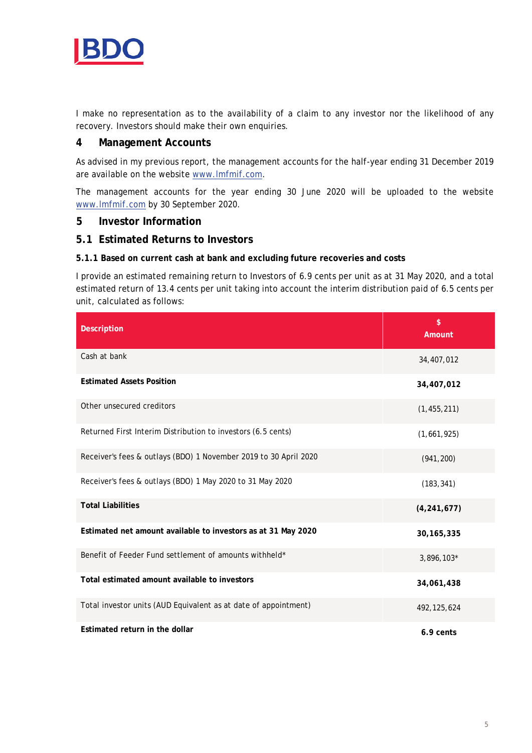I make no representation as to the availability of a claim to any investor nor the likelihood of any recovery. Investors should make their own enquiries.

## 4 Management Accounts

As advised in my previous report, the management accounts for the half-year ending 31 December 2019 are available on the website www.lmfmif.com.

The management accounts for the year ending 30 June 2020 will be uploaded to the website www.lmfmif.com by 30 September 2020.

## 5 Investor Information

### 5.1 Estimated Returns to Investors

#### 5.1.1 Based on current cash at bank and excluding future recoveries and costs

I provide an estimated remaining return to Investors of 6.9 cents per unit as at 31 May 2020, and a total estimated return of 13.4 cents per unit taking into account the interim distribution paid of 6.5 cents per unit, calculated as follows:

| Description | $ Amount |
|---|---|
| Cash at bank | 34,407,012 |
| **Estimated Assets Position** | **34,407,012** |
| Other unsecured creditors | (1,455,211) |
| Returned First Interim Distribution to investors (6.5 cents) | (1,661,925) |
| Receiver's fees & outlays (BDO) 1 November 2019 to 30 April 2020 | (941,200) |
| Receiver's fees & outlays (BDO) 1 May 2020 to 31 May 2020 | (183,341) |
| **Total Liabilities** | **(4,241,677)** |
| **Estimated net amount available to investors as at 31 May 2020** | **30,165,335** |
| Benefit of Feeder Fund settlement of amounts withheld* | 3,896,103* |
| **Total estimated amount available to investors** | **34,061,438** |
| Total investor units (AUD Equivalent as at date of appointment) | 492,125,624 |
| **Estimated return in the dollar** | **6.9 cents** |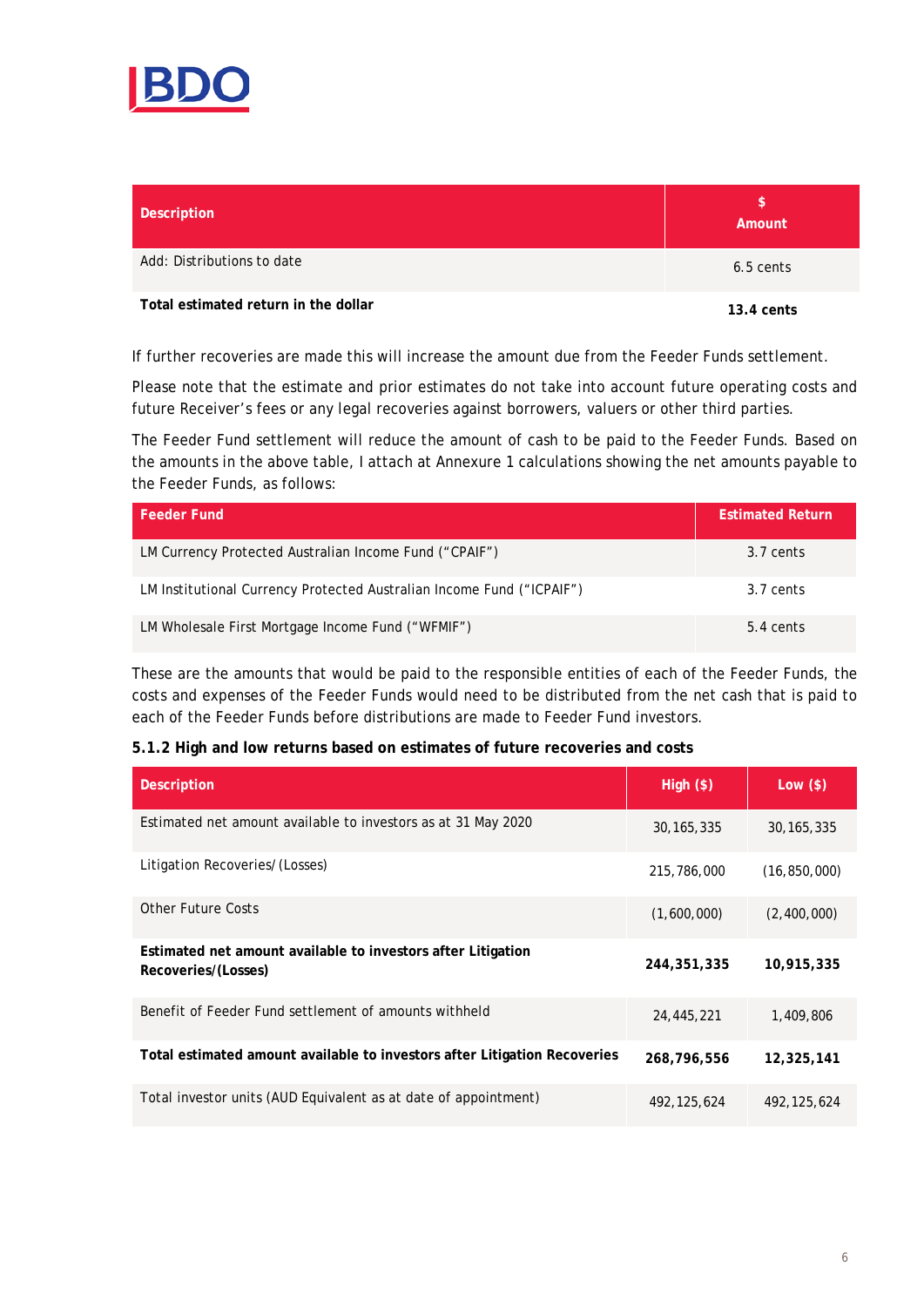| Description | $ Amount |
|---|---|
| Add: Distributions to date | 6.5 cents |
| **Total estimated return in the dollar** | **13.4 cents** |

If further recoveries are made this will increase the amount due from the Feeder Funds settlement.

Please note that the estimate and prior estimates do not take into account future operating costs and future Receiver's fees or any legal recoveries against borrowers, valuers or other third parties.

The Feeder Fund settlement will reduce the amount of cash to be paid to the Feeder Funds. Based on the amounts in the above table, I attach at Annexure 1 calculations showing the net amounts payable to the Feeder Funds, as follows:

| Feeder Fund | Estimated Return |
|---|---|
| LM Currency Protected Australian Income Fund ("CPAIF") | 3.7 cents |
| LM Institutional Currency Protected Australian Income Fund ("ICPAIF") | 3.7 cents |
| LM Wholesale First Mortgage Income Fund ("WFMIF") | 5.4 cents |

These are the amounts that would be paid to the responsible entities of each of the Feeder Funds, the costs and expenses of the Feeder Funds would need to be distributed from the net cash that is paid to each of the Feeder Funds before distributions are made to Feeder Fund investors.

**5.1.2 High and low returns based on estimates of future recoveries and costs**

| Description | High ($) | Low ($) |
|---|---|---|
| Estimated net amount available to investors as at 31 May 2020 | 30,165,335 | 30,165,335 |
| Litigation Recoveries/(Losses) | 215,786,000 | (16,850,000) |
| Other Future Costs | (1,600,000) | (2,400,000) |
| **Estimated net amount available to investors after Litigation Recoveries/(Losses)** | **244,351,335** | **10,915,335** |
| Benefit of Feeder Fund settlement of amounts withheld | 24,445,221 | 1,409,806 |
| **Total estimated amount available to investors after Litigation Recoveries** | **268,796,556** | **12,325,141** |
| Total investor units (AUD Equivalent as at date of appointment) | 492,125,624 | 492,125,624 |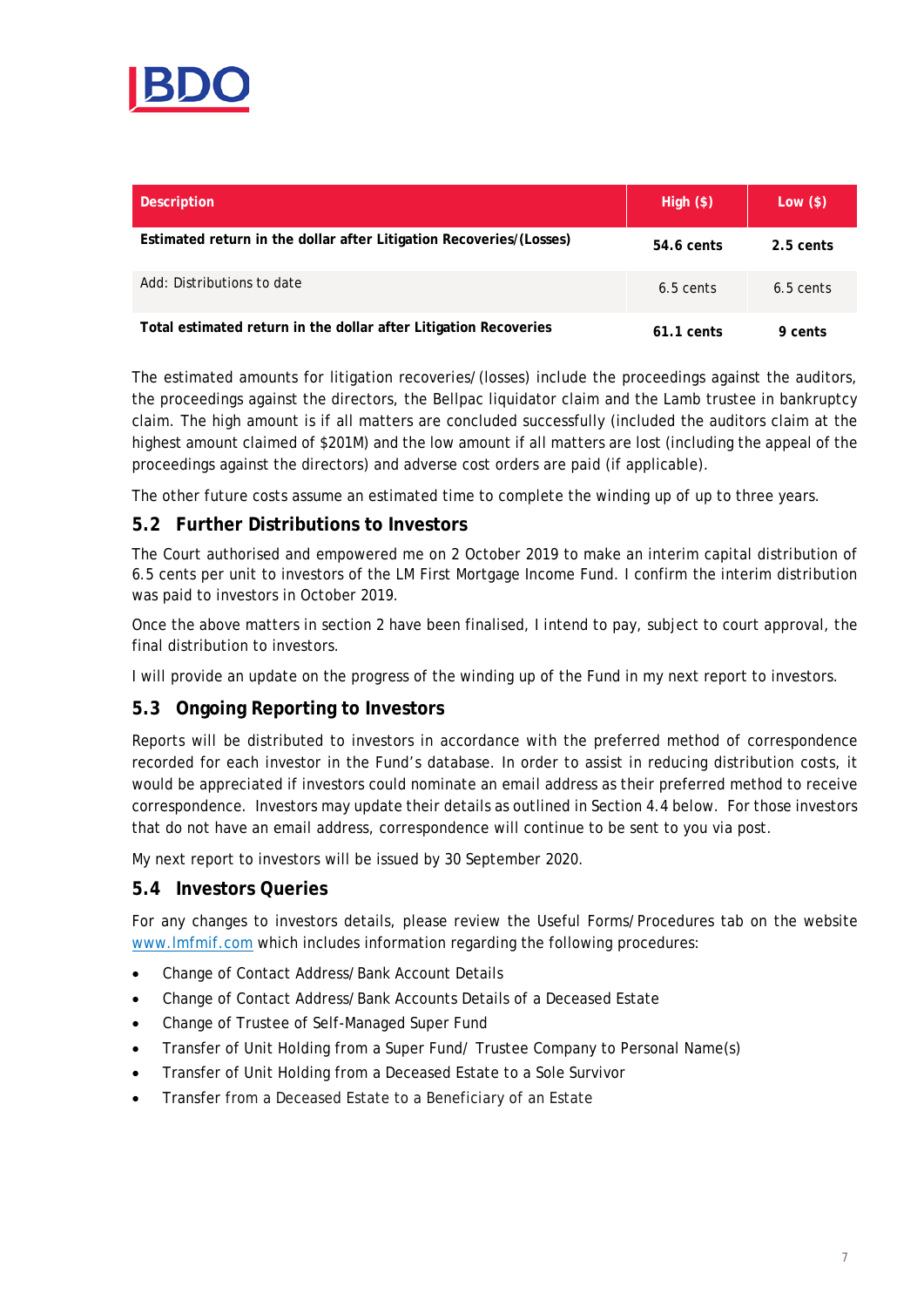| Description | High ($) | Low ($) |
|---|---|---|
| **Estimated return in the dollar after Litigation Recoveries/(Losses)** | **54.6 cents** | **2.5 cents** |
| Add: Distributions to date | 6.5 cents | 6.5 cents |
| **Total estimated return in the dollar after Litigation Recoveries** | **61.1 cents** | **9 cents** |

The estimated amounts for litigation recoveries/(losses) include the proceedings against the auditors, the proceedings against the directors, the Bellpac liquidator claim and the Lamb trustee in bankruptcy claim. The high amount is if all matters are concluded successfully (included the auditors claim at the highest amount claimed of $201M) and the low amount if all matters are lost (including the appeal of the proceedings against the directors) and adverse cost orders are paid (if applicable).

The other future costs assume an estimated time to complete the winding up of up to three years.

## 5.2 Further Distributions to Investors

The Court authorised and empowered me on 2 October 2019 to make an interim capital distribution of 6.5 cents per unit to investors of the LM First Mortgage Income Fund. I confirm the interim distribution was paid to investors in October 2019.

Once the above matters in section 2 have been finalised, I intend to pay, subject to court approval, the final distribution to investors.

I will provide an update on the progress of the winding up of the Fund in my next report to investors.

## 5.3 Ongoing Reporting to Investors

Reports will be distributed to investors in accordance with the preferred method of correspondence recorded for each investor in the Fund's database. In order to assist in reducing distribution costs, it would be appreciated if investors could nominate an email address as their preferred method to receive correspondence. Investors may update their details as outlined in Section 4.4 below. For those investors that do not have an email address, correspondence will continue to be sent to you via post.

My next report to investors will be issued by 30 September 2020.

## 5.4 Investors Queries

For any changes to investors details, please review the Useful Forms/Procedures tab on the website www.lmfmif.com which includes information regarding the following procedures:

- Change of Contact Address/Bank Account Details
- Change of Contact Address/Bank Accounts Details of a Deceased Estate
- Change of Trustee of Self-Managed Super Fund
- Transfer of Unit Holding from a Super Fund/ Trustee Company to Personal Name(s)
- Transfer of Unit Holding from a Deceased Estate to a Sole Survivor
- Transfer from a Deceased Estate to a Beneficiary of an Estate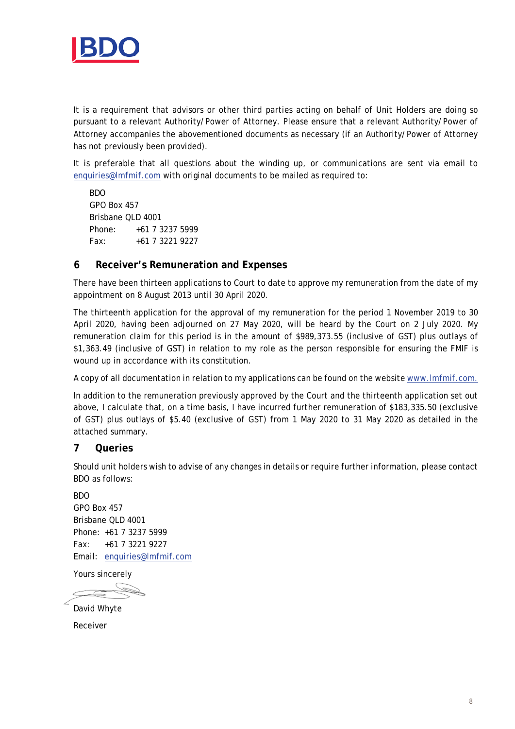It is a requirement that advisors or other third parties acting on behalf of Unit Holders are doing so pursuant to a relevant Authority/Power of Attorney. Please ensure that a relevant Authority/Power of Attorney accompanies the abovementioned documents as necessary (if an Authority/Power of Attorney has not previously been provided).

It is preferable that all questions about the winding up, or communications are sent via email to enquiries@lmfmif.com with original documents to be mailed as required to:

BDO
GPO Box 457
Brisbane QLD 4001
Phone: +61 7 3237 5999
Fax: +61 7 3221 9227

## 6 Receiver's Remuneration and Expenses

There have been thirteen applications to Court to date to approve my remuneration from the date of my appointment on 8 August 2013 until 30 April 2020.

The thirteenth application for the approval of my remuneration for the period 1 November 2019 to 30 April 2020, having been adjourned on 27 May 2020, will be heard by the Court on 2 July 2020. My remuneration claim for this period is in the amount of $989,373.55 (inclusive of GST) plus outlays of $1,363.49 (inclusive of GST) in relation to my role as the person responsible for ensuring the FMIF is wound up in accordance with its constitution.

A copy of all documentation in relation to my applications can be found on the website www.lmfmif.com.

In addition to the remuneration previously approved by the Court and the thirteenth application set out above, I calculate that, on a time basis, I have incurred further remuneration of $183,335.50 (exclusive of GST) plus outlays of $5.40 (exclusive of GST) from 1 May 2020 to 31 May 2020 as detailed in the attached summary.

## 7 Queries

Should unit holders wish to advise of any changes in details or require further information, please contact BDO as follows:

BDO
GPO Box 457
Brisbane QLD 4001
Phone: +61 7 3237 5999
Fax: +61 7 3221 9227
Email: enquiries@lmfmif.com

Yours sincerely

David Whyte

Receiver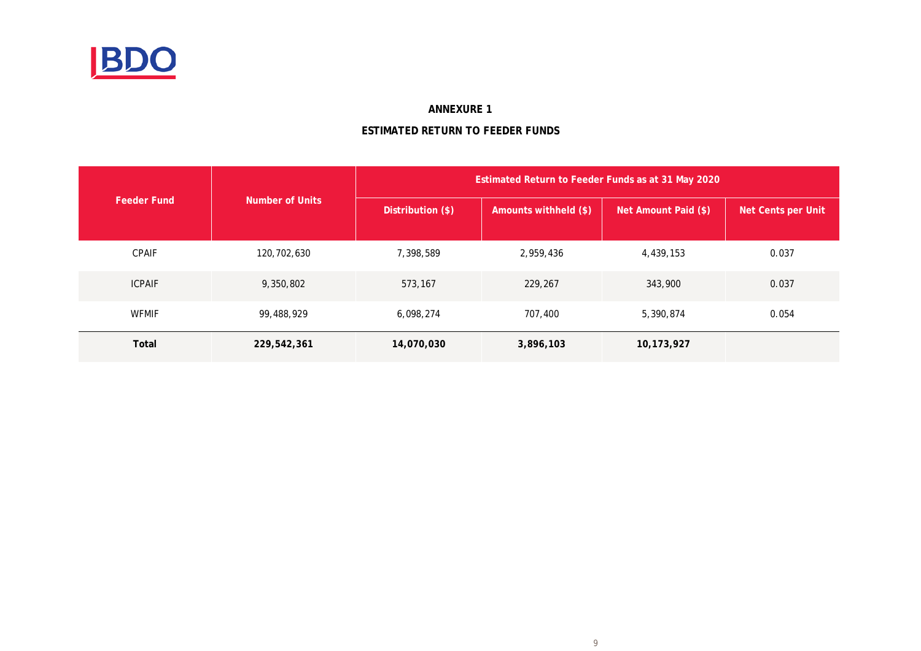## ANNEXURE 1

## ESTIMATED RETURN TO FEEDER FUNDS

| Feeder Fund | Number of Units | Estimated Return to Feeder Funds as at 31 May 2020 | | | |
|---|---|---|---|---|---|
| | | Distribution ($) | Amounts withheld ($) | Net Amount Paid ($) | Net Cents per Unit |
| CPAIF | 120,702,630 | 7,398,589 | 2,959,436 | 4,439,153 | 0.037 |
| ICPAIF | 9,350,802 | 573,167 | 229,267 | 343,900 | 0.037 |
| WFMIF | 99,488,929 | 6,098,274 | 707,400 | 5,390,874 | 0.054 |
| **Total** | **229,542,361** | **14,070,030** | **3,896,103** | **10,173,927** | |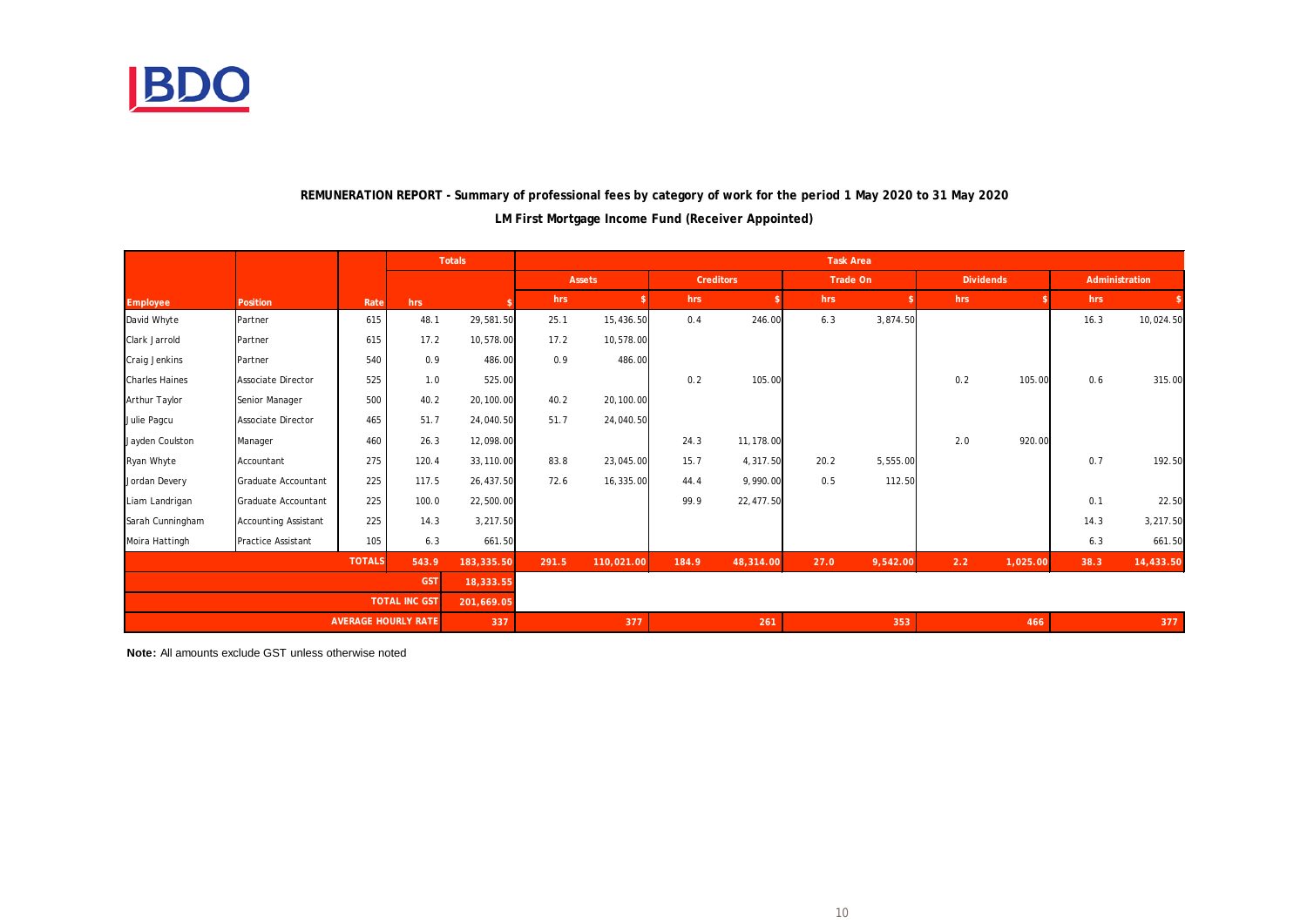**REMUNERATION REPORT - Summary of professional fees by category of work for the period 1 May 2020 to 31 May 2020**

**LM First Mortgage Income Fund (Receiver Appointed)**

| | | | Totals | | Task Area | | | | | | | | | |
|---|---|---|---|---|---|---|---|---|---|---|---|---|---|---|
| | | | | | Assets | | Creditors | | Trade On | | Dividends | | Administration | |
| Employee | Position | Rate | hrs | $ | hrs | $ | hrs | $ | hrs | $ | hrs | $ | hrs | $ |
| David Whyte | Partner | 615 | 48.1 | 29,581.50 | 25.1 | 15,436.50 | 0.4 | 246.00 | 6.3 | 3,874.50 | | | 16.3 | 10,024.50 |
| Clark Jarrold | Partner | 615 | 17.2 | 10,578.00 | 17.2 | 10,578.00 | | | | | | | | |
| Craig Jenkins | Partner | 540 | 0.9 | 486.00 | 0.9 | 486.00 | | | | | | | | |
| Charles Haines | Associate Director | 525 | 1.0 | 525.00 | | | 0.2 | 105.00 | | | 0.2 | 105.00 | 0.6 | 315.00 |
| Arthur Taylor | Senior Manager | 500 | 40.2 | 20,100.00 | 40.2 | 20,100.00 | | | | | | | | |
| Julie Pagcu | Associate Director | 465 | 51.7 | 24,040.50 | 51.7 | 24,040.50 | | | | | | | | |
| Jayden Coulston | Manager | 460 | 26.3 | 12,098.00 | | | 24.3 | 11,178.00 | | | 2.0 | 920.00 | | |
| Ryan Whyte | Accountant | 275 | 120.4 | 33,110.00 | 83.8 | 23,045.00 | 15.7 | 4,317.50 | 20.2 | 5,555.00 | | | 0.7 | 192.50 |
| Jordan Devery | Graduate Accountant | 225 | 117.5 | 26,437.50 | 72.6 | 16,335.00 | 44.4 | 9,990.00 | 0.5 | 112.50 | | | | |
| Liam Landrigan | Graduate Accountant | 225 | 100.0 | 22,500.00 | | | 99.9 | 22,477.50 | | | | | 0.1 | 22.50 |
| Sarah Cunningham | Accounting Assistant | 225 | 14.3 | 3,217.50 | | | | | | | | | 14.3 | 3,217.50 |
| Moira Hattingh | Practice Assistant | 105 | 6.3 | 661.50 | | | | | | | | | 6.3 | 661.50 |
| | | TOTALS | 543.9 | 183,335.50 | 291.5 | 110,021.00 | 184.9 | 48,314.00 | 27.0 | 9,542.00 | 2.2 | 1,025.00 | 38.3 | 14,433.50 |
| | | | GST | 18,333.55 | | | | | | | | | | |
| | | | TOTAL INC GST | 201,669.05 | | | | | | | | | | |
| | | | AVERAGE HOURLY RATE | 337 | | 377 | | 261 | | 353 | | 466 | | 377 |

**Note:** All amounts exclude GST unless otherwise noted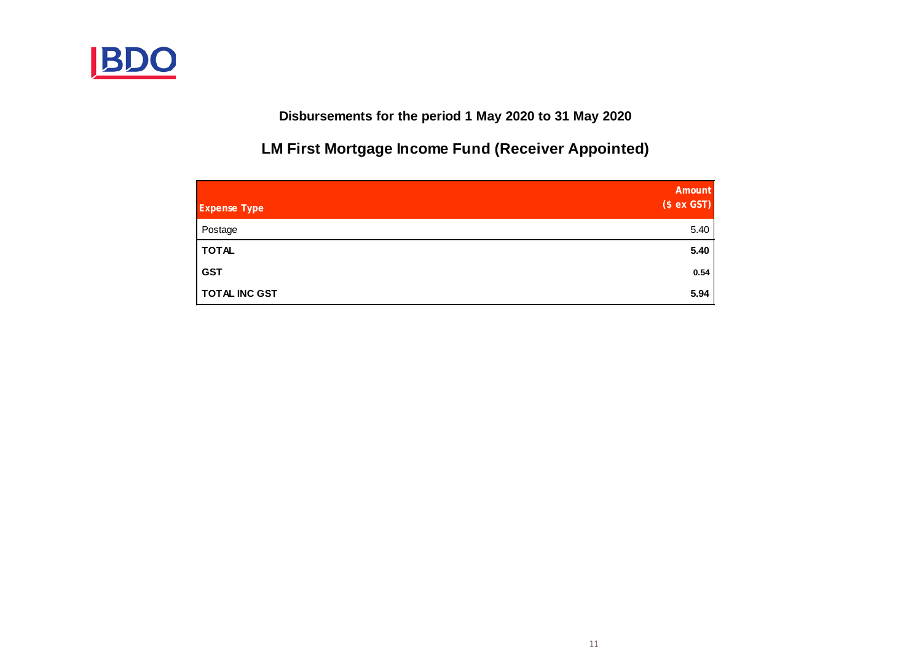## Disbursements for the period 1 May 2020 to 31 May 2020

# LM First Mortgage Income Fund (Receiver Appointed)

| Expense Type | Amount ($ ex GST) |
|---|---|
| Postage | 5.40 |
| **TOTAL** | **5.40** |
| **GST** | **0.54** |
| **TOTAL INC GST** | **5.94** |